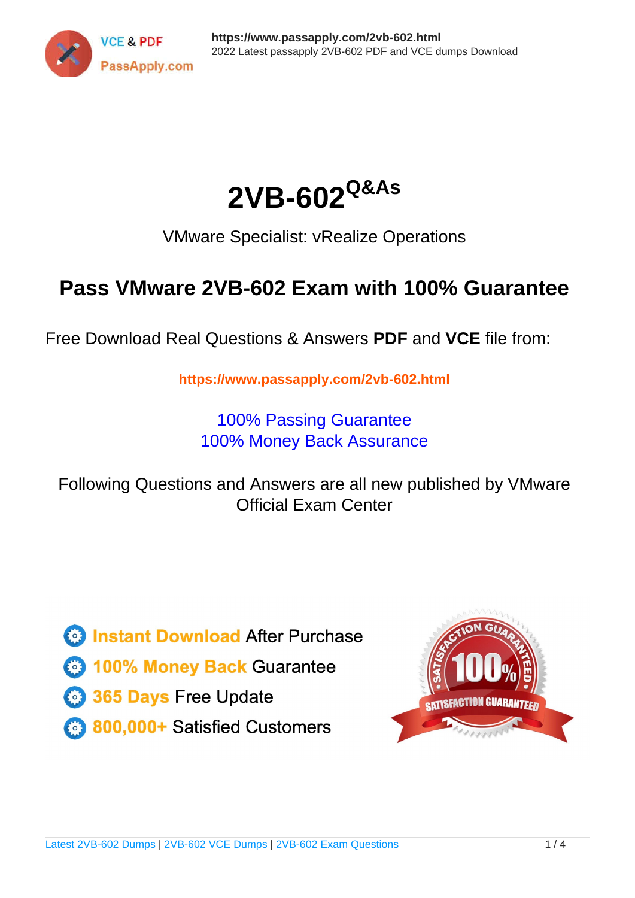# 2VB-602$^{Q\&As}$

VMware Specialist: vRealize Operations

## Pass VMware 2VB-602 Exam with 100% Guarantee

Free Download Real Questions & Answers **PDF** and **VCE** file from:

**https://www.passapply.com/2vb-602.html**

100% Passing Guarantee
100% Money Back Assurance

Following Questions and Answers are all new published by VMware Official Exam Center

- **Instant Download** After Purchase
- **100% Money Back** Guarantee
- **365 Days** Free Update
- **800,000+** Satisfied Customers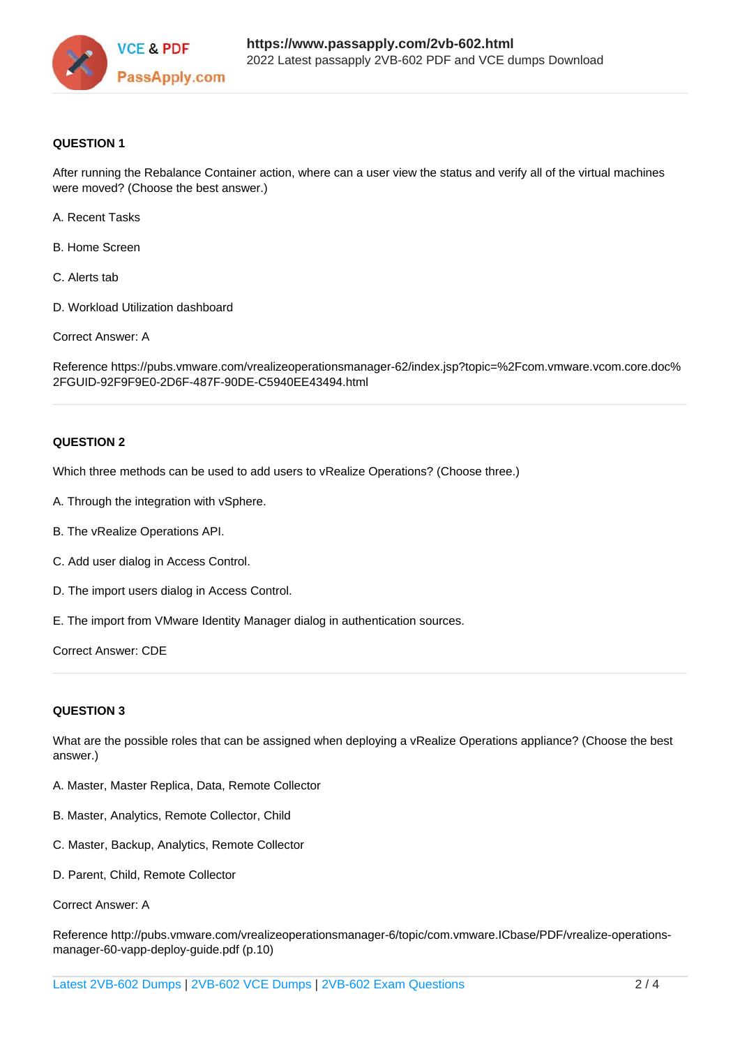**QUESTION 1**

After running the Rebalance Container action, where can a user view the status and verify all of the virtual machines were moved? (Choose the best answer.)

A. Recent Tasks

B. Home Screen

C. Alerts tab

D. Workload Utilization dashboard

Correct Answer: A

Reference https://pubs.vmware.com/vrealizeoperationsmanager-62/index.jsp?topic=%2Fcom.vmware.vcom.core.doc%2FGUID-92F9F9E0-2D6F-487F-90DE-C5940EE43494.html

**QUESTION 2**

Which three methods can be used to add users to vRealize Operations? (Choose three.)

A. Through the integration with vSphere.

B. The vRealize Operations API.

C. Add user dialog in Access Control.

D. The import users dialog in Access Control.

E. The import from VMware Identity Manager dialog in authentication sources.

Correct Answer: CDE

**QUESTION 3**

What are the possible roles that can be assigned when deploying a vRealize Operations appliance? (Choose the best answer.)

A. Master, Master Replica, Data, Remote Collector

B. Master, Analytics, Remote Collector, Child

C. Master, Backup, Analytics, Remote Collector

D. Parent, Child, Remote Collector

Correct Answer: A

Reference http://pubs.vmware.com/vrealizeoperationsmanager-6/topic/com.vmware.ICbase/PDF/vrealize-operations-manager-60-vapp-deploy-guide.pdf (p.10)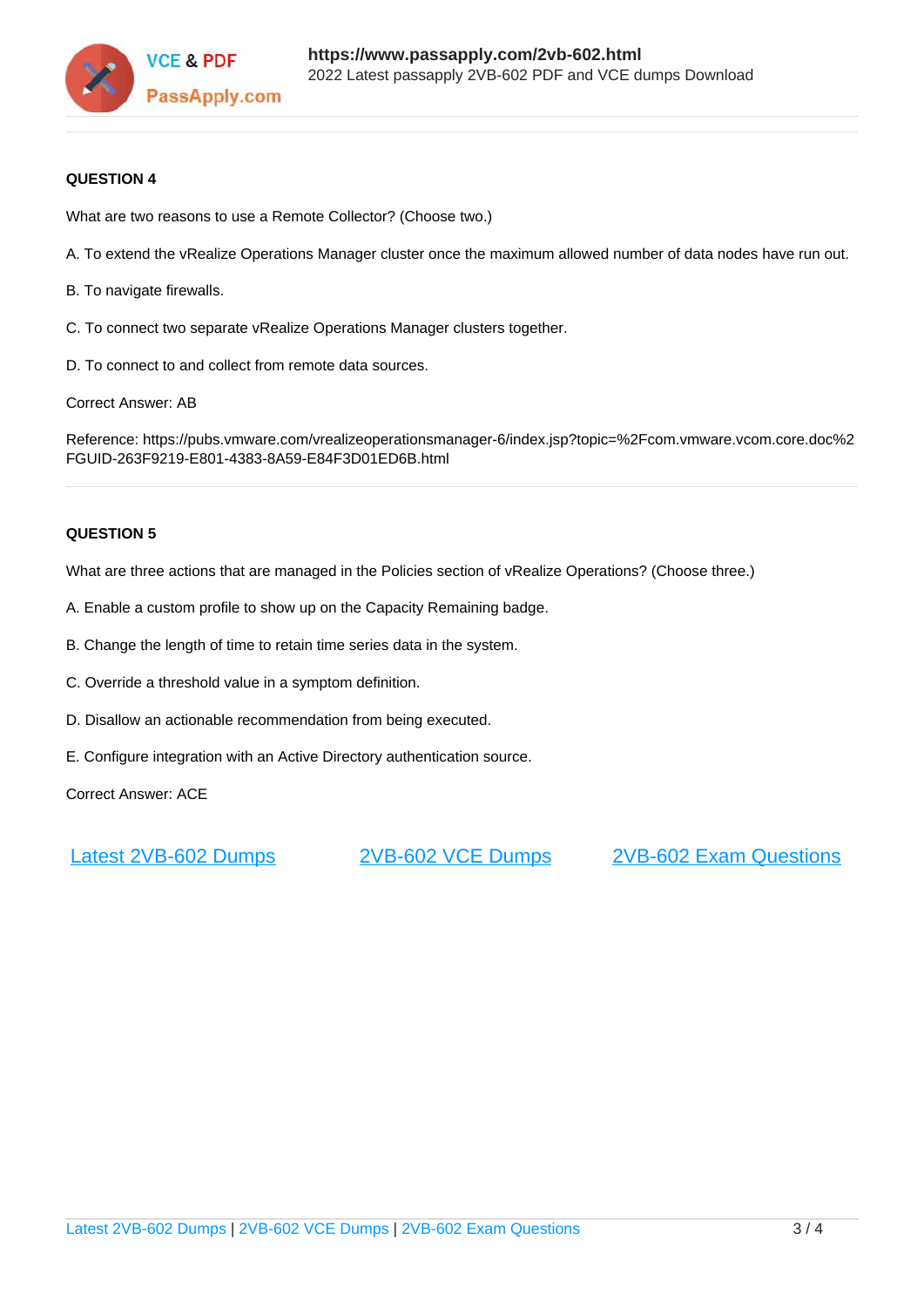**QUESTION 4**

What are two reasons to use a Remote Collector? (Choose two.)

A. To extend the vRealize Operations Manager cluster once the maximum allowed number of data nodes have run out.

B. To navigate firewalls.

C. To connect two separate vRealize Operations Manager clusters together.

D. To connect to and collect from remote data sources.

Correct Answer: AB

Reference: https://pubs.vmware.com/vrealizeoperationsmanager-6/index.jsp?topic=%2Fcom.vmware.vcom.core.doc%2FGUID-263F9219-E801-4383-8A59-E84F3D01ED6B.html

**QUESTION 5**

What are three actions that are managed in the Policies section of vRealize Operations? (Choose three.)

A. Enable a custom profile to show up on the Capacity Remaining badge.

B. Change the length of time to retain time series data in the system.

C. Override a threshold value in a symptom definition.

D. Disallow an actionable recommendation from being executed.

E. Configure integration with an Active Directory authentication source.

Correct Answer: ACE

Latest 2VB-602 Dumps     2VB-602 VCE Dumps     2VB-602 Exam Questions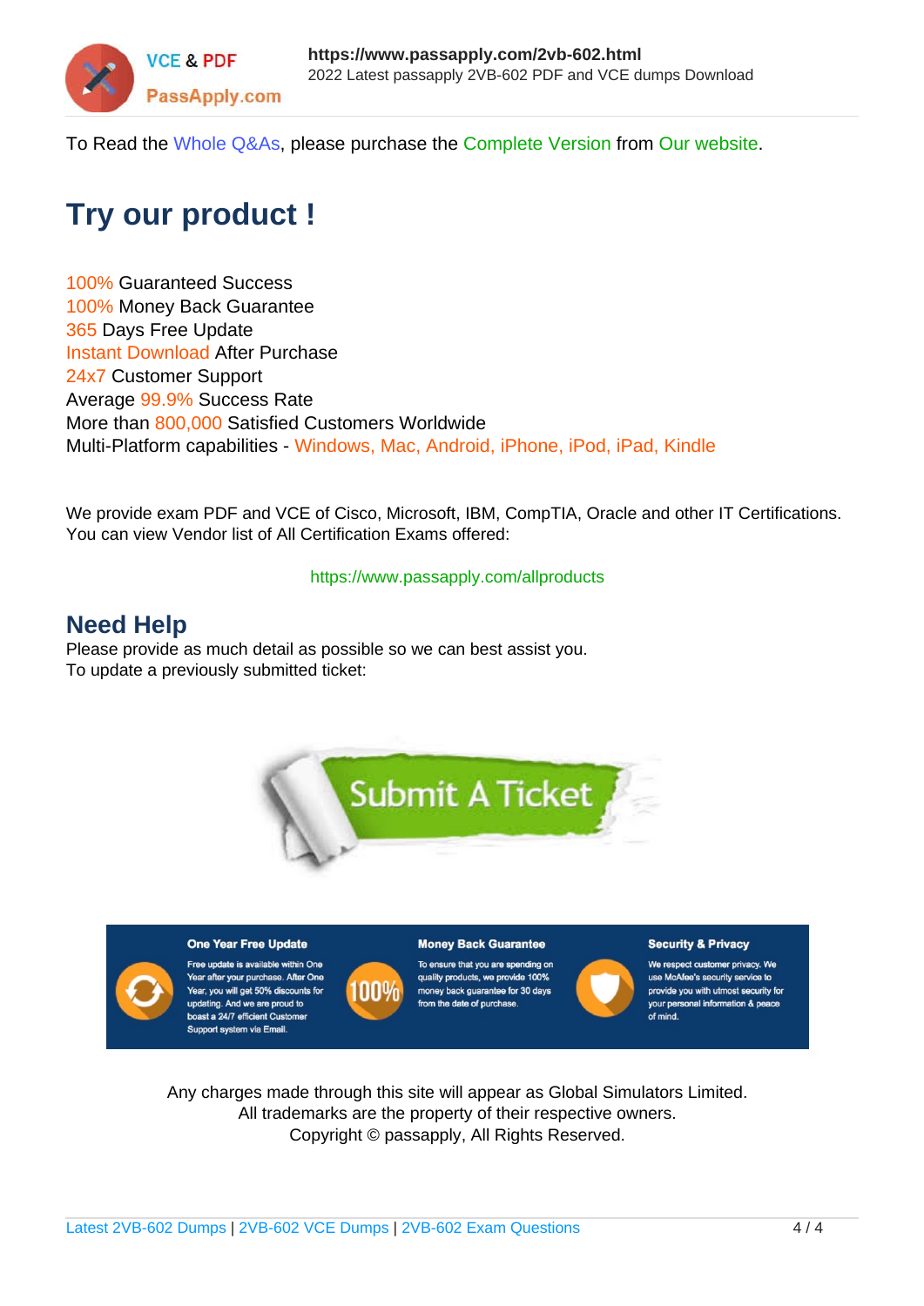To Read the Whole Q&As, please purchase the Complete Version from Our website.

# Try our product !

100% Guaranteed Success
100% Money Back Guarantee
365 Days Free Update
Instant Download After Purchase
24x7 Customer Support
Average 99.9% Success Rate
More than 800,000 Satisfied Customers Worldwide
Multi-Platform capabilities - Windows, Mac, Android, iPhone, iPod, iPad, Kindle

We provide exam PDF and VCE of Cisco, Microsoft, IBM, CompTIA, Oracle and other IT Certifications. You can view Vendor list of All Certification Exams offered:

https://www.passapply.com/allproducts

## Need Help

Please provide as much detail as possible so we can best assist you.
To update a previously submitted ticket:

Submit A Ticket

**One Year Free Update**
Free update is available within One Year after your purchase. After One Year, you will get 50% discounts for updating. And we are proud to boast a 24/7 efficient Customer Support system via Email.

**Money Back Guarantee**
To ensure that you are spending on quality products, we provide 100% money back guarantee for 30 days from the date of purchase.

**Security & Privacy**
We respect customer privacy. We use McAfee's security service to provide you with utmost security for your personal information & peace of mind.

Any charges made through this site will appear as Global Simulators Limited.
All trademarks are the property of their respective owners.
Copyright © passapply, All Rights Reserved.